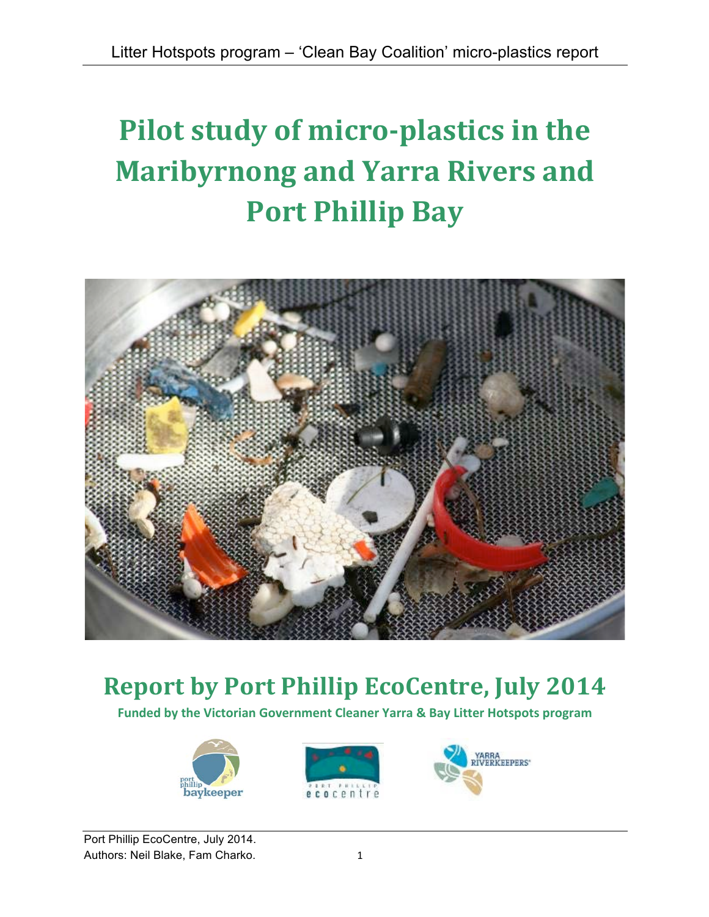# Pilot study of micro-plastics in the Maribyrnong and Yarra Rivers and Port Phillip Bay

## Report by Port Phillip EcoCentre, July 2014

**Funded by the Victorian Government Cleaner Yarra & Bay Litter Hotspots program**

Port Phillip EcoCentre, July 2014.
Authors: Neil Blake, Fam Charko.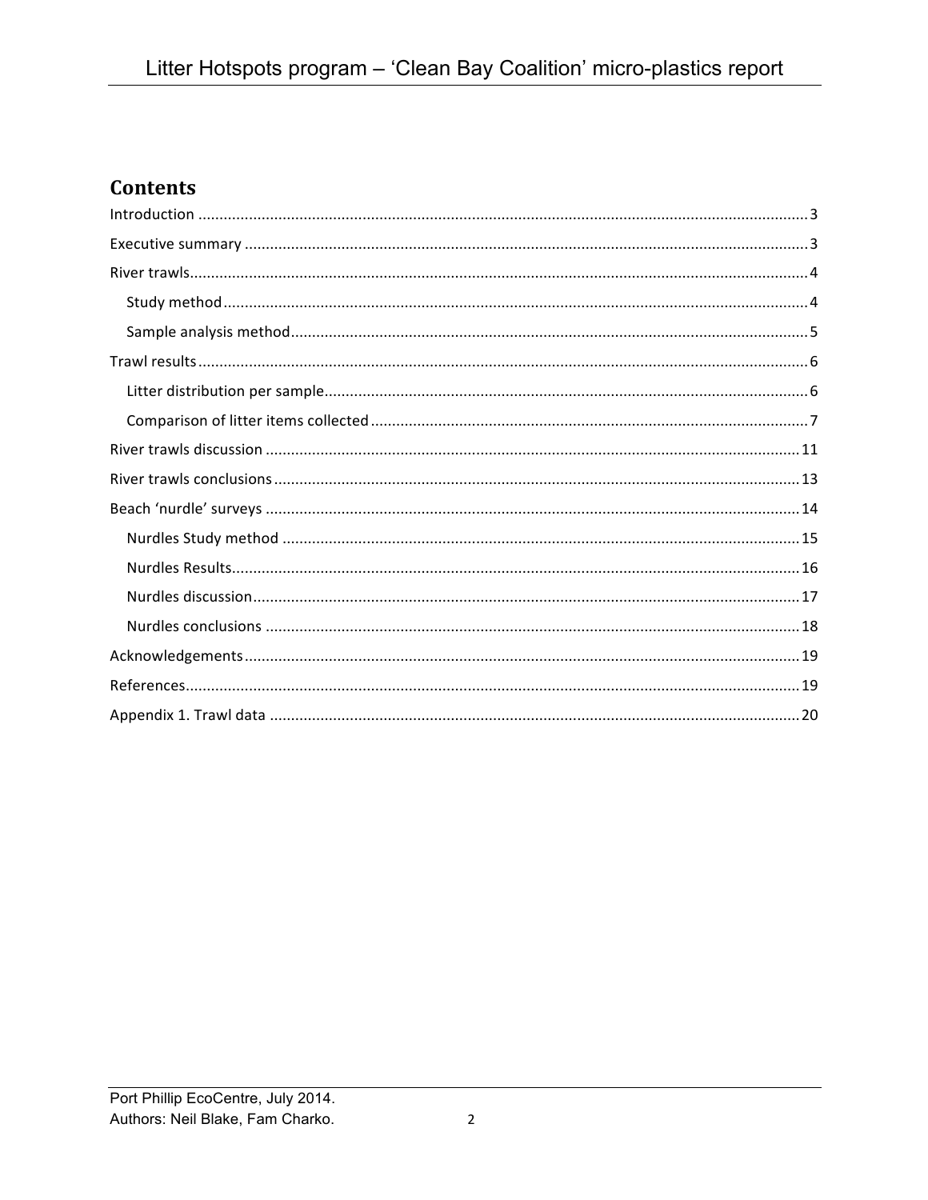## Contents

- Introduction ... 3
- Executive summary ... 3
- River trawls ... 4
  - Study method ... 4
  - Sample analysis method ... 5
- Trawl results ... 6
  - Litter distribution per sample ... 6
  - Comparison of litter items collected ... 7
- River trawls discussion ... 11
- River trawls conclusions ... 13
- Beach 'nurdle' surveys ... 14
  - Nurdles Study method ... 15
  - Nurdles Results ... 16
  - Nurdles discussion ... 17
  - Nurdles conclusions ... 18
- Acknowledgements ... 19
- References ... 19
- Appendix 1. Trawl data ... 20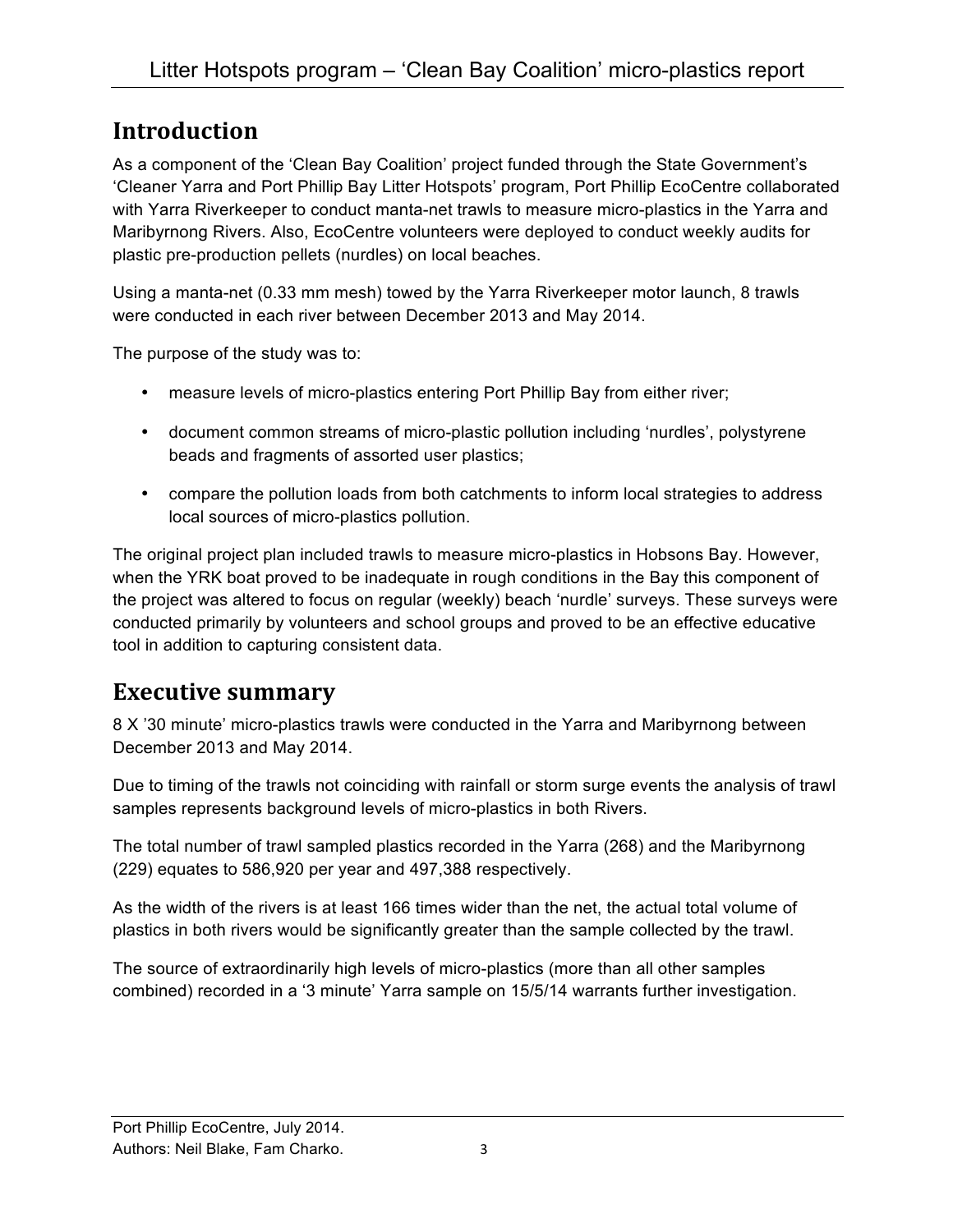## Introduction

As a component of the 'Clean Bay Coalition' project funded through the State Government's 'Cleaner Yarra and Port Phillip Bay Litter Hotspots' program, Port Phillip EcoCentre collaborated with Yarra Riverkeeper to conduct manta-net trawls to measure micro-plastics in the Yarra and Maribyrnong Rivers. Also, EcoCentre volunteers were deployed to conduct weekly audits for plastic pre-production pellets (nurdles) on local beaches.

Using a manta-net (0.33 mm mesh) towed by the Yarra Riverkeeper motor launch, 8 trawls were conducted in each river between December 2013 and May 2014.

The purpose of the study was to:

- measure levels of micro-plastics entering Port Phillip Bay from either river;
- document common streams of micro-plastic pollution including 'nurdles', polystyrene beads and fragments of assorted user plastics;
- compare the pollution loads from both catchments to inform local strategies to address local sources of micro-plastics pollution.

The original project plan included trawls to measure micro-plastics in Hobsons Bay. However, when the YRK boat proved to be inadequate in rough conditions in the Bay this component of the project was altered to focus on regular (weekly) beach 'nurdle' surveys. These surveys were conducted primarily by volunteers and school groups and proved to be an effective educative tool in addition to capturing consistent data.

## Executive summary

8 X '30 minute' micro-plastics trawls were conducted in the Yarra and Maribyrnong between December 2013 and May 2014.

Due to timing of the trawls not coinciding with rainfall or storm surge events the analysis of trawl samples represents background levels of micro-plastics in both Rivers.

The total number of trawl sampled plastics recorded in the Yarra (268) and the Maribyrnong (229) equates to 586,920 per year and 497,388 respectively.

As the width of the rivers is at least 166 times wider than the net, the actual total volume of plastics in both rivers would be significantly greater than the sample collected by the trawl.

The source of extraordinarily high levels of micro-plastics (more than all other samples combined) recorded in a '3 minute' Yarra sample on 15/5/14 warrants further investigation.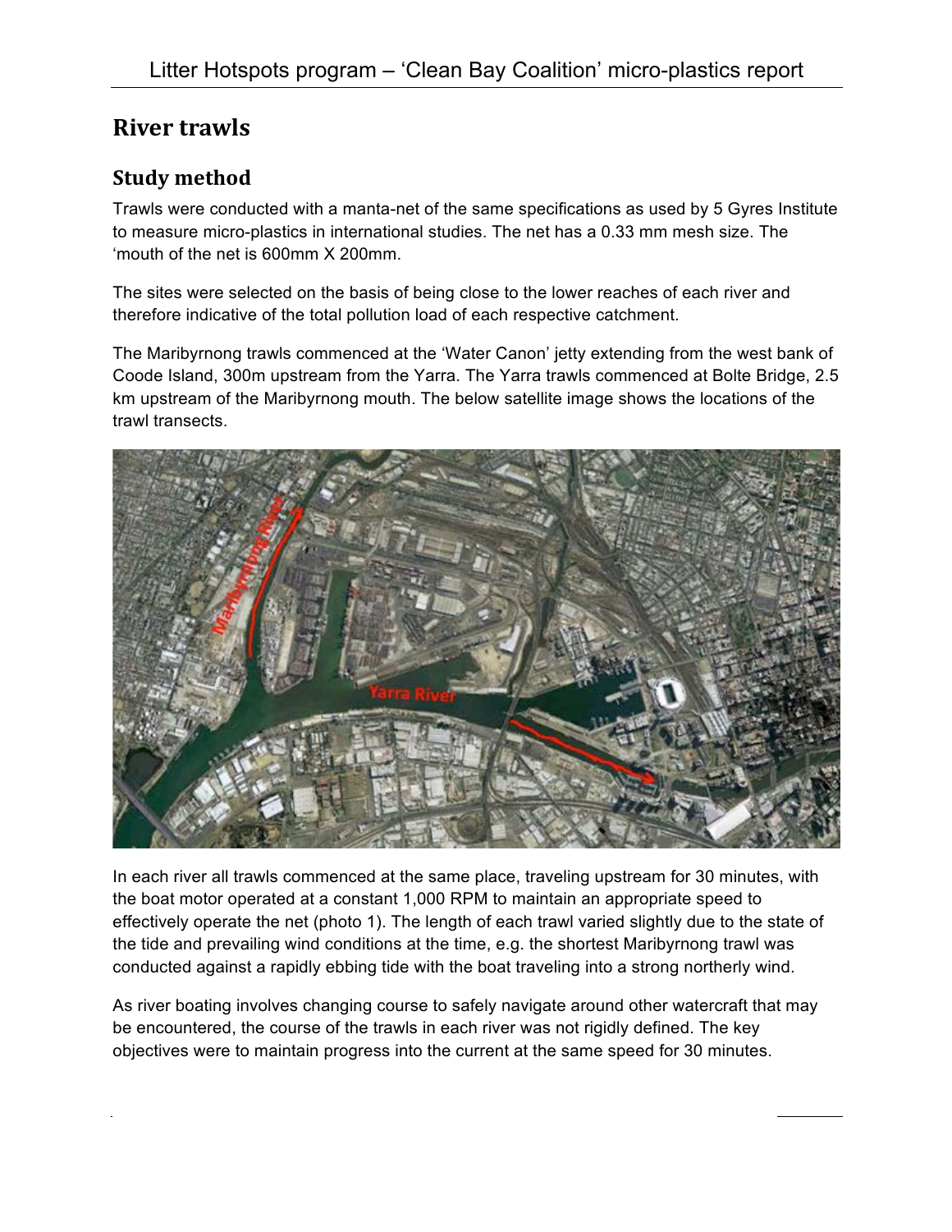# River trawls

## Study method

Trawls were conducted with a manta-net of the same specifications as used by 5 Gyres Institute to measure micro-plastics in international studies. The net has a 0.33 mm mesh size. The 'mouth of the net is 600mm X 200mm.

The sites were selected on the basis of being close to the lower reaches of each river and therefore indicative of the total pollution load of each respective catchment.

The Maribyrnong trawls commenced at the 'Water Canon' jetty extending from the west bank of Coode Island, 300m upstream from the Yarra. The Yarra trawls commenced at Bolte Bridge, 2.5 km upstream of the Maribyrnong mouth. The below satellite image shows the locations of the trawl transects.

In each river all trawls commenced at the same place, traveling upstream for 30 minutes, with the boat motor operated at a constant 1,000 RPM to maintain an appropriate speed to effectively operate the net (photo 1). The length of each trawl varied slightly due to the state of the tide and prevailing wind conditions at the time, e.g. the shortest Maribyrnong trawl was conducted against a rapidly ebbing tide with the boat traveling into a strong northerly wind.

As river boating involves changing course to safely navigate around other watercraft that may be encountered, the course of the trawls in each river was not rigidly defined. The key objectives were to maintain progress into the current at the same speed for 30 minutes.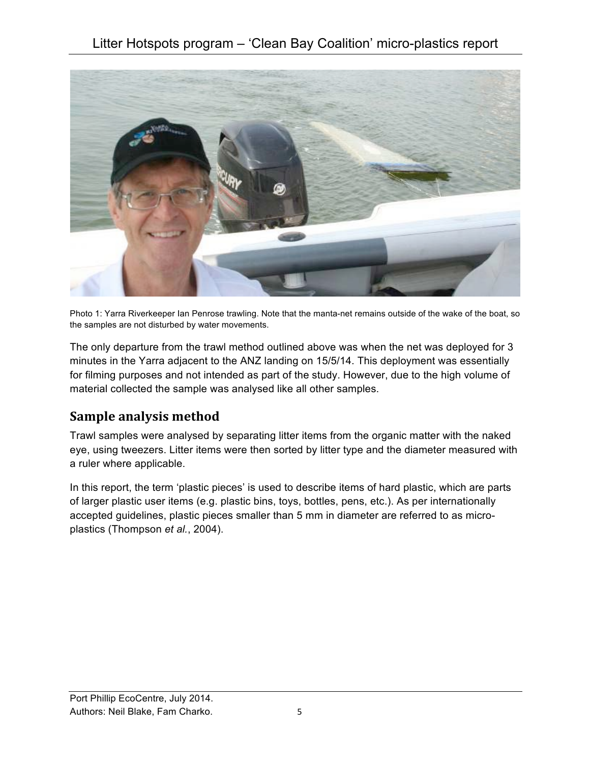Photo 1: Yarra Riverkeeper Ian Penrose trawling. Note that the manta-net remains outside of the wake of the boat, so the samples are not disturbed by water movements.

The only departure from the trawl method outlined above was when the net was deployed for 3 minutes in the Yarra adjacent to the ANZ landing on 15/5/14. This deployment was essentially for filming purposes and not intended as part of the study. However, due to the high volume of material collected the sample was analysed like all other samples.

## Sample analysis method

Trawl samples were analysed by separating litter items from the organic matter with the naked eye, using tweezers. Litter items were then sorted by litter type and the diameter measured with a ruler where applicable.

In this report, the term 'plastic pieces' is used to describe items of hard plastic, which are parts of larger plastic user items (e.g. plastic bins, toys, bottles, pens, etc.). As per internationally accepted guidelines, plastic pieces smaller than 5 mm in diameter are referred to as micro-plastics (Thompson *et al.*, 2004).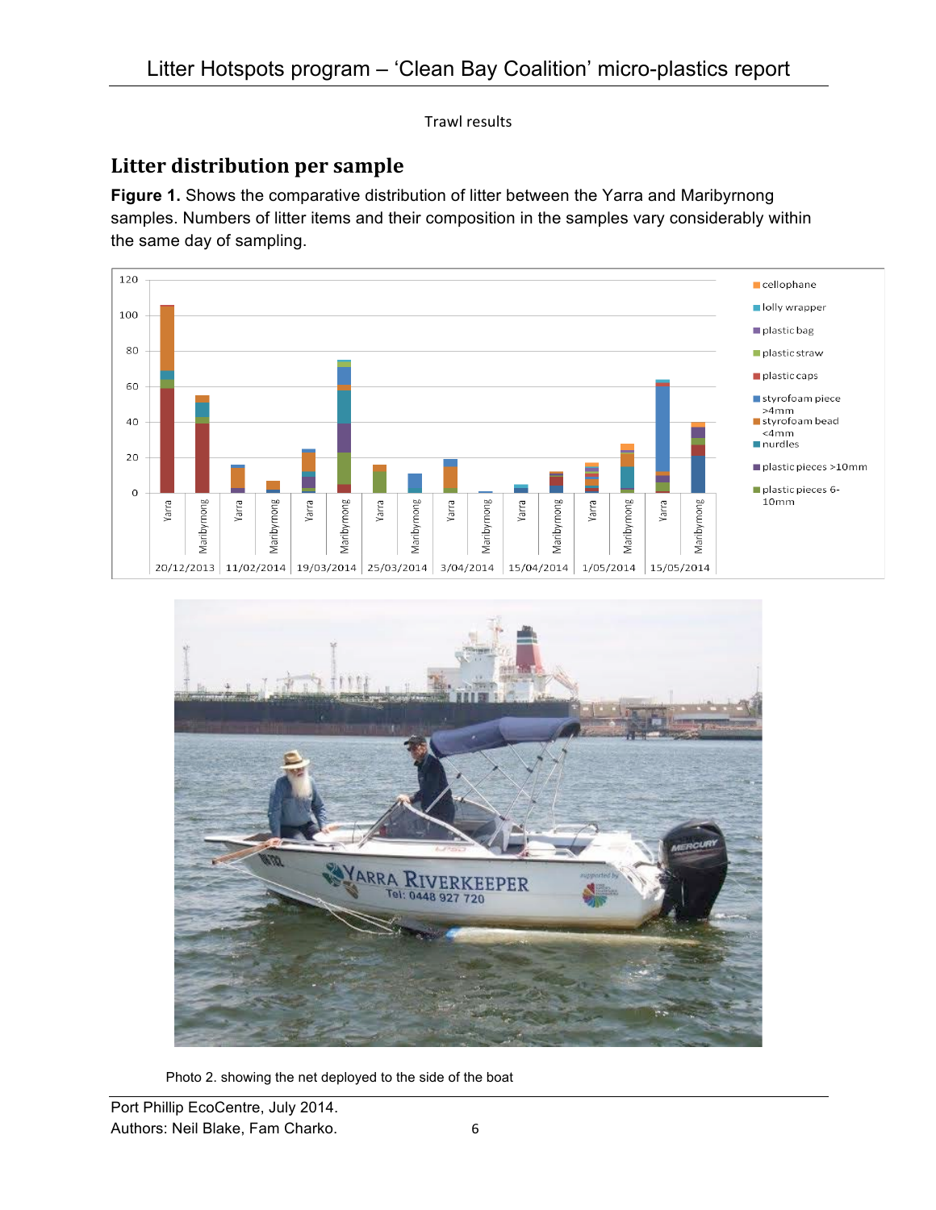Trawl results

## Litter distribution per sample

**Figure 1.** Shows the comparative distribution of litter between the Yarra and Maribyrnong samples. Numbers of litter items and their composition in the samples vary considerably within the same day of sampling.

Photo 2. showing the net deployed to the side of the boat

Port Phillip EcoCentre, July 2014.
Authors: Neil Blake, Fam Charko.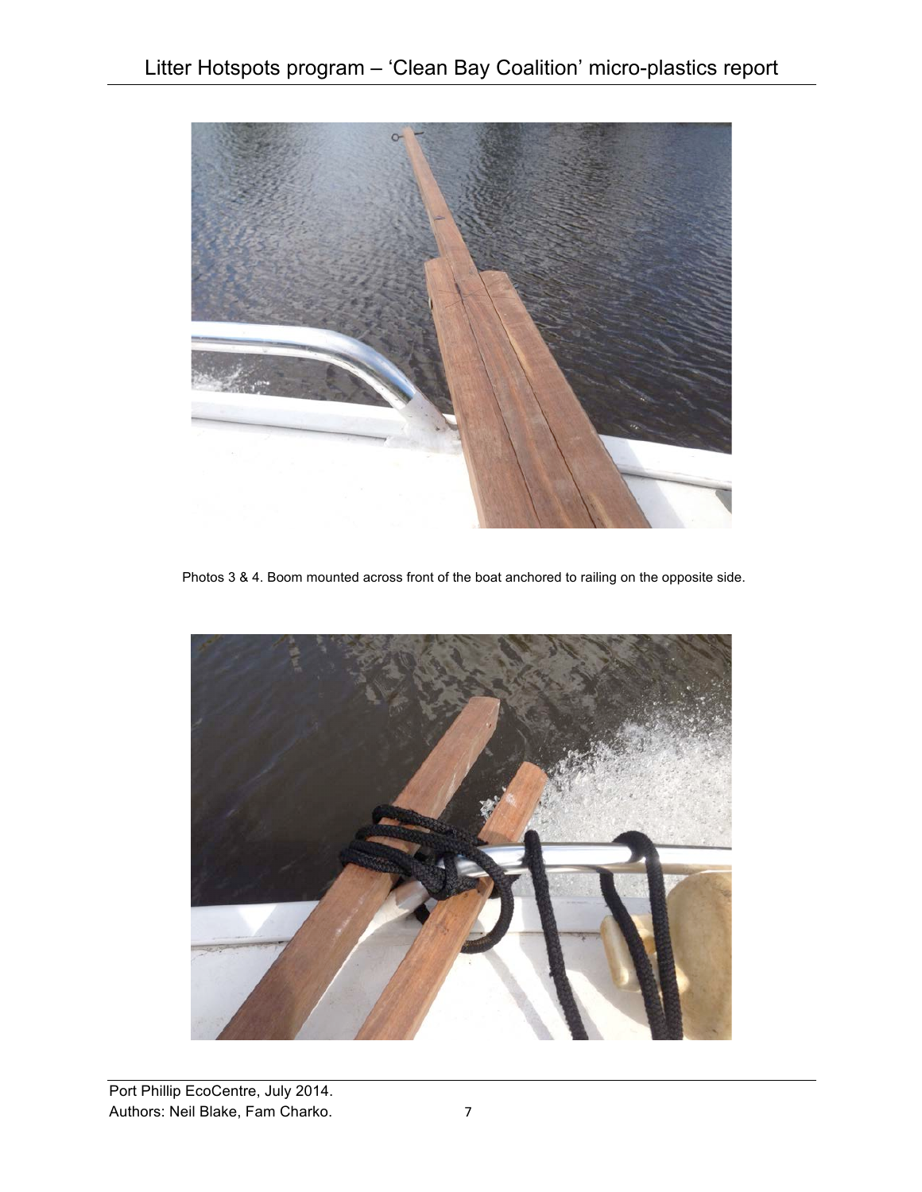Photos 3 & 4. Boom mounted across front of the boat anchored to railing on the opposite side.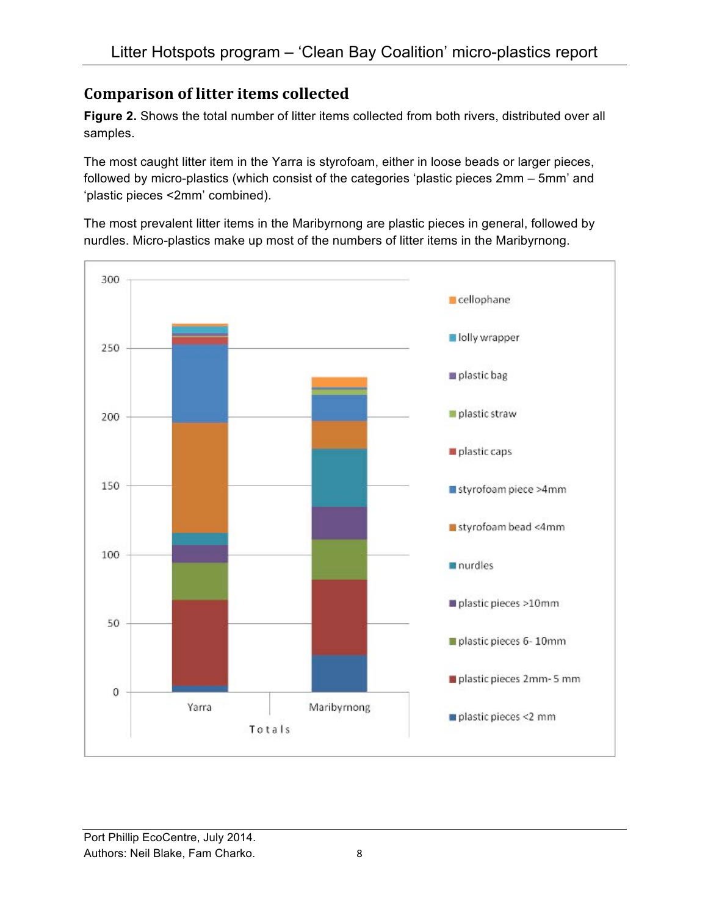## Comparison of litter items collected

**Figure 2.** Shows the total number of litter items collected from both rivers, distributed over all samples.

The most caught litter item in the Yarra is styrofoam, either in loose beads or larger pieces, followed by micro-plastics (which consist of the categories 'plastic pieces 2mm – 5mm' and 'plastic pieces <2mm' combined).

The most prevalent litter items in the Maribyrnong are plastic pieces in general, followed by nurdles. Micro-plastics make up most of the numbers of litter items in the Maribyrnong.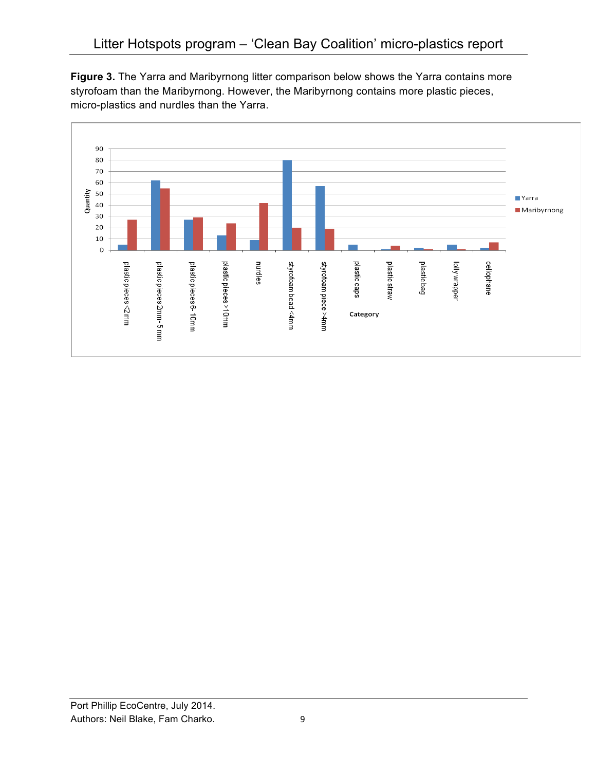**Figure 3.** The Yarra and Maribyrnong litter comparison below shows the Yarra contains more styrofoam than the Maribyrnong. However, the Maribyrnong contains more plastic pieces, micro-plastics and nurdles than the Yarra.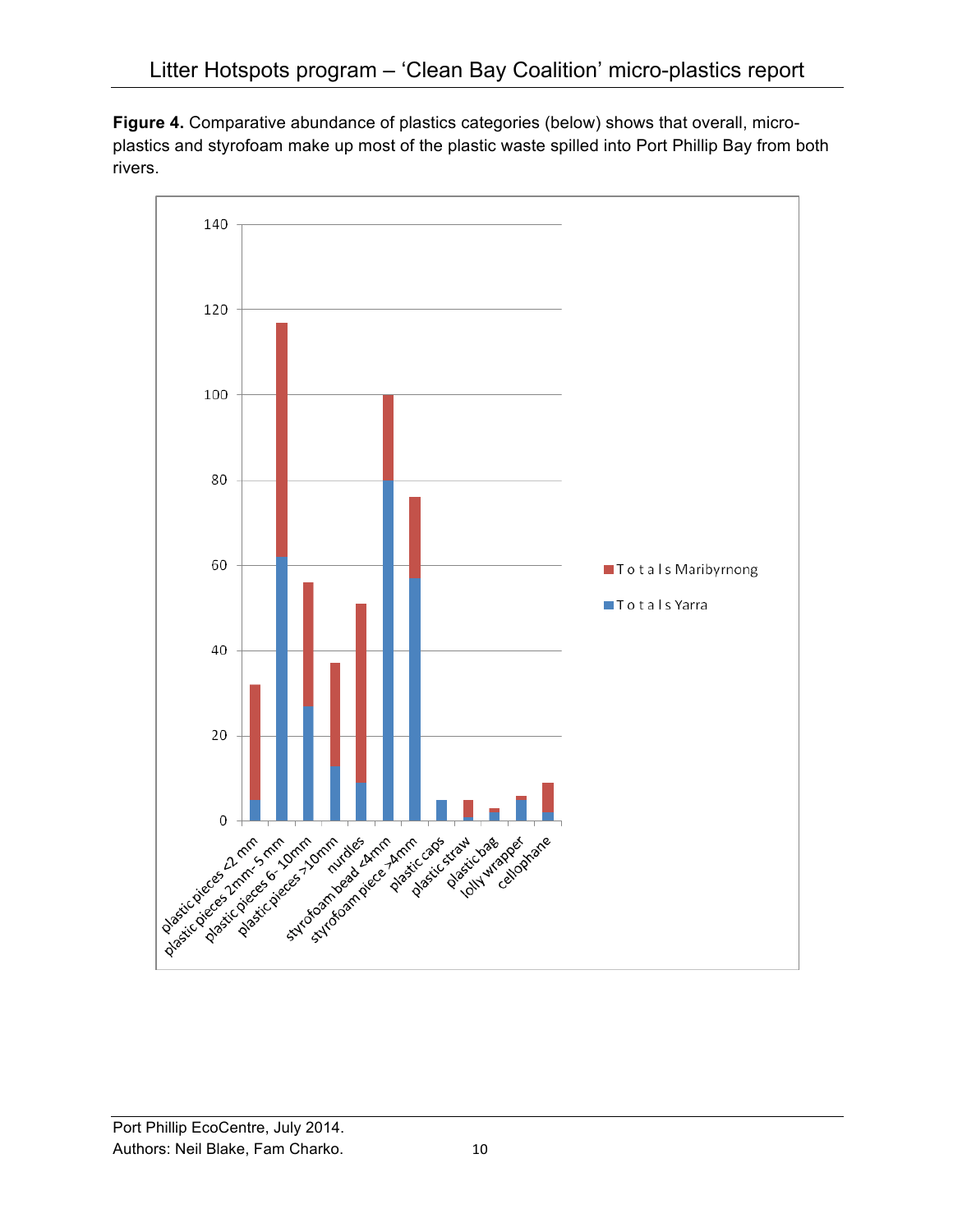**Figure 4.** Comparative abundance of plastics categories (below) shows that overall, micro-plastics and styrofoam make up most of the plastic waste spilled into Port Phillip Bay from both rivers.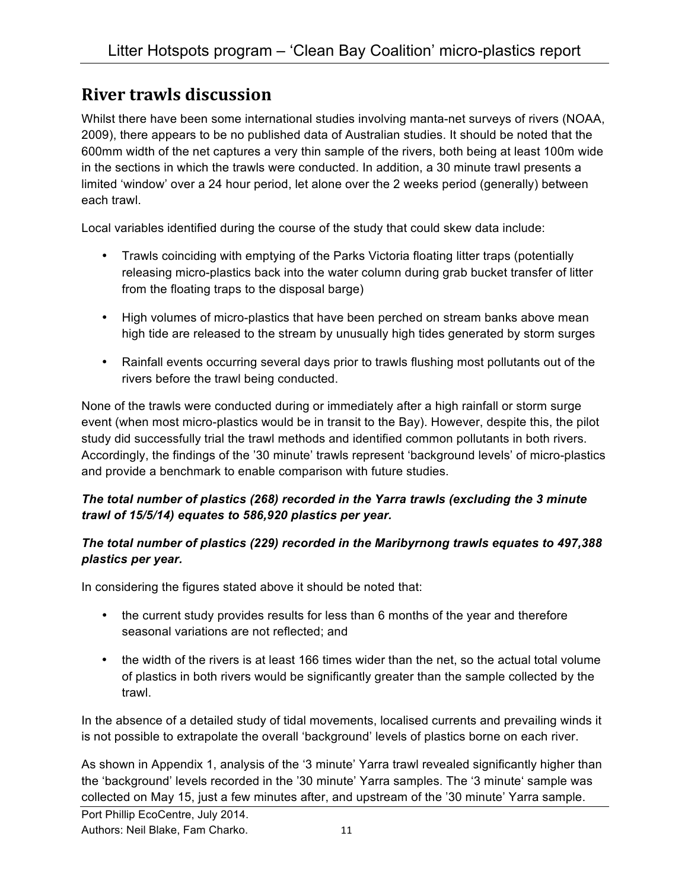## River trawls discussion

Whilst there have been some international studies involving manta-net surveys of rivers (NOAA, 2009), there appears to be no published data of Australian studies. It should be noted that the 600mm width of the net captures a very thin sample of the rivers, both being at least 100m wide in the sections in which the trawls were conducted. In addition, a 30 minute trawl presents a limited 'window' over a 24 hour period, let alone over the 2 weeks period (generally) between each trawl.

Local variables identified during the course of the study that could skew data include:

- Trawls coinciding with emptying of the Parks Victoria floating litter traps (potentially releasing micro-plastics back into the water column during grab bucket transfer of litter from the floating traps to the disposal barge)
- High volumes of micro-plastics that have been perched on stream banks above mean high tide are released to the stream by unusually high tides generated by storm surges
- Rainfall events occurring several days prior to trawls flushing most pollutants out of the rivers before the trawl being conducted.

None of the trawls were conducted during or immediately after a high rainfall or storm surge event (when most micro-plastics would be in transit to the Bay). However, despite this, the pilot study did successfully trial the trawl methods and identified common pollutants in both rivers. Accordingly, the findings of the '30 minute' trawls represent 'background levels' of micro-plastics and provide a benchmark to enable comparison with future studies.

***The total number of plastics (268) recorded in the Yarra trawls (excluding the 3 minute trawl of 15/5/14) equates to 586,920 plastics per year.***

***The total number of plastics (229) recorded in the Maribyrnong trawls equates to 497,388 plastics per year.***

In considering the figures stated above it should be noted that:

- the current study provides results for less than 6 months of the year and therefore seasonal variations are not reflected; and
- the width of the rivers is at least 166 times wider than the net, so the actual total volume of plastics in both rivers would be significantly greater than the sample collected by the trawl.

In the absence of a detailed study of tidal movements, localised currents and prevailing winds it is not possible to extrapolate the overall 'background' levels of plastics borne on each river.

As shown in Appendix 1, analysis of the '3 minute' Yarra trawl revealed significantly higher than the 'background' levels recorded in the '30 minute' Yarra samples. The '3 minute' sample was collected on May 15, just a few minutes after, and upstream of the '30 minute' Yarra sample.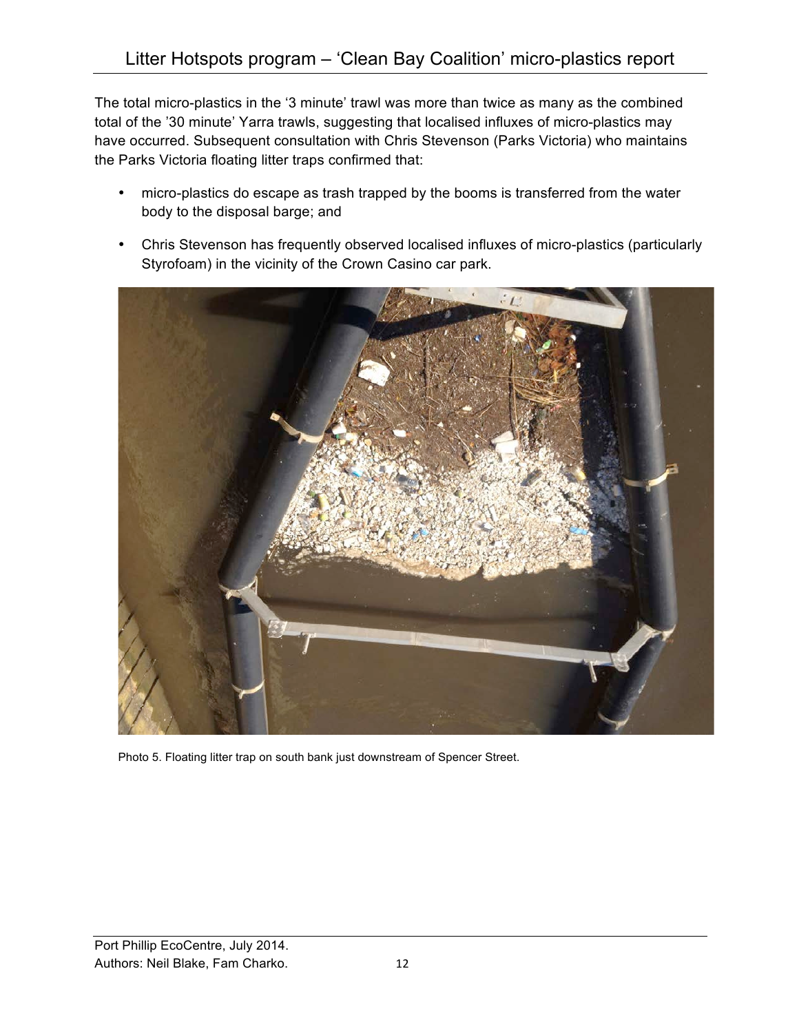The total micro-plastics in the '3 minute' trawl was more than twice as many as the combined total of the '30 minute' Yarra trawls, suggesting that localised influxes of micro-plastics may have occurred. Subsequent consultation with Chris Stevenson (Parks Victoria) who maintains the Parks Victoria floating litter traps confirmed that:

- micro-plastics do escape as trash trapped by the booms is transferred from the water body to the disposal barge; and
- Chris Stevenson has frequently observed localised influxes of micro-plastics (particularly Styrofoam) in the vicinity of the Crown Casino car park.

Photo 5. Floating litter trap on south bank just downstream of Spencer Street.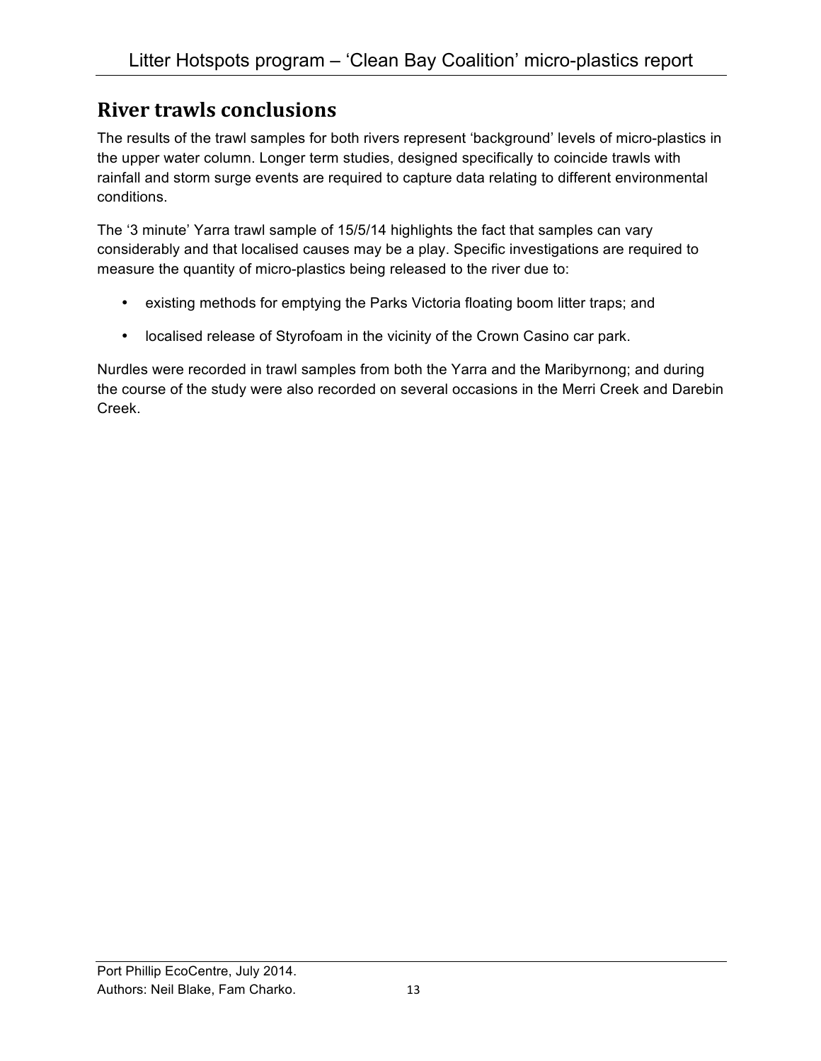## River trawls conclusions

The results of the trawl samples for both rivers represent 'background' levels of micro-plastics in the upper water column. Longer term studies, designed specifically to coincide trawls with rainfall and storm surge events are required to capture data relating to different environmental conditions.

The '3 minute' Yarra trawl sample of 15/5/14 highlights the fact that samples can vary considerably and that localised causes may be a play. Specific investigations are required to measure the quantity of micro-plastics being released to the river due to:

- existing methods for emptying the Parks Victoria floating boom litter traps; and
- localised release of Styrofoam in the vicinity of the Crown Casino car park.

Nurdles were recorded in trawl samples from both the Yarra and the Maribyrnong; and during the course of the study were also recorded on several occasions in the Merri Creek and Darebin Creek.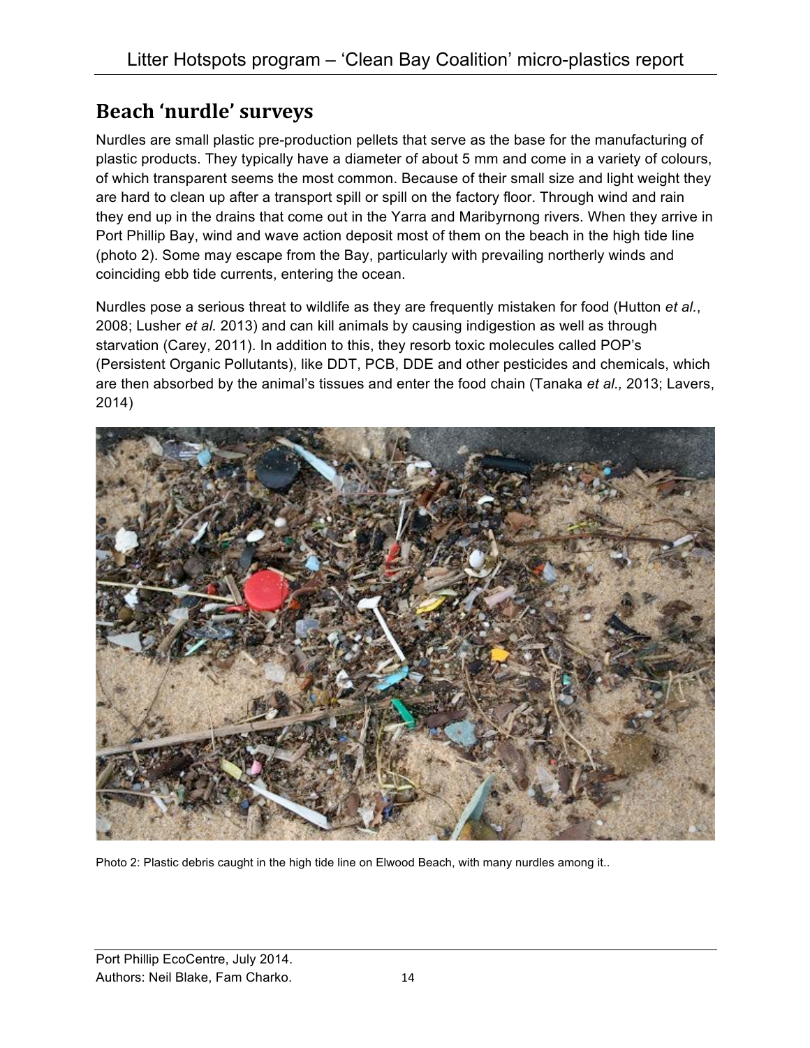## Beach 'nurdle' surveys

Nurdles are small plastic pre-production pellets that serve as the base for the manufacturing of plastic products. They typically have a diameter of about 5 mm and come in a variety of colours, of which transparent seems the most common. Because of their small size and light weight they are hard to clean up after a transport spill or spill on the factory floor. Through wind and rain they end up in the drains that come out in the Yarra and Maribyrnong rivers. When they arrive in Port Phillip Bay, wind and wave action deposit most of them on the beach in the high tide line (photo 2). Some may escape from the Bay, particularly with prevailing northerly winds and coinciding ebb tide currents, entering the ocean.

Nurdles pose a serious threat to wildlife as they are frequently mistaken for food (Hutton *et al.*, 2008; Lusher *et al.* 2013) and can kill animals by causing indigestion as well as through starvation (Carey, 2011). In addition to this, they resorb toxic molecules called POP's (Persistent Organic Pollutants), like DDT, PCB, DDE and other pesticides and chemicals, which are then absorbed by the animal's tissues and enter the food chain (Tanaka *et al.,* 2013; Lavers, 2014)

Photo 2: Plastic debris caught in the high tide line on Elwood Beach, with many nurdles among it..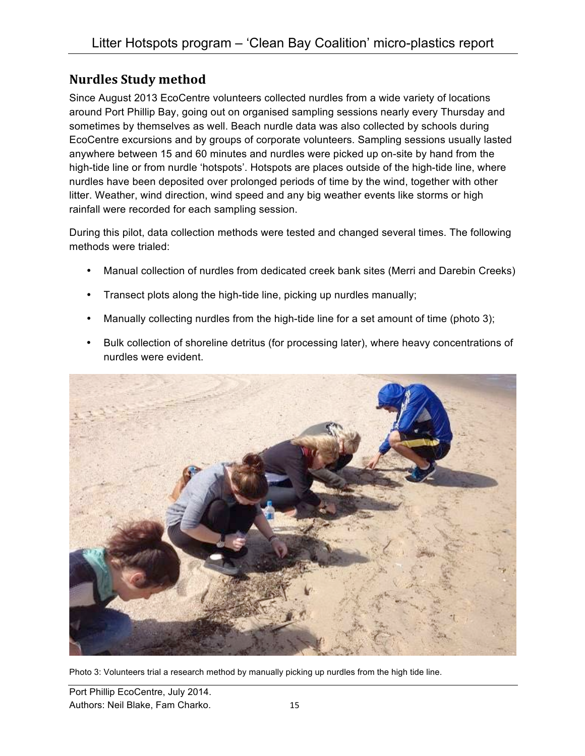## Nurdles Study method

Since August 2013 EcoCentre volunteers collected nurdles from a wide variety of locations around Port Phillip Bay, going out on organised sampling sessions nearly every Thursday and sometimes by themselves as well. Beach nurdle data was also collected by schools during EcoCentre excursions and by groups of corporate volunteers. Sampling sessions usually lasted anywhere between 15 and 60 minutes and nurdles were picked up on-site by hand from the high-tide line or from nurdle 'hotspots'. Hotspots are places outside of the high-tide line, where nurdles have been deposited over prolonged periods of time by the wind, together with other litter. Weather, wind direction, wind speed and any big weather events like storms or high rainfall were recorded for each sampling session.

During this pilot, data collection methods were tested and changed several times. The following methods were trialed:

- Manual collection of nurdles from dedicated creek bank sites (Merri and Darebin Creeks)
- Transect plots along the high-tide line, picking up nurdles manually;
- Manually collecting nurdles from the high-tide line for a set amount of time (photo 3);
- Bulk collection of shoreline detritus (for processing later), where heavy concentrations of nurdles were evident.

Photo 3: Volunteers trial a research method by manually picking up nurdles from the high tide line.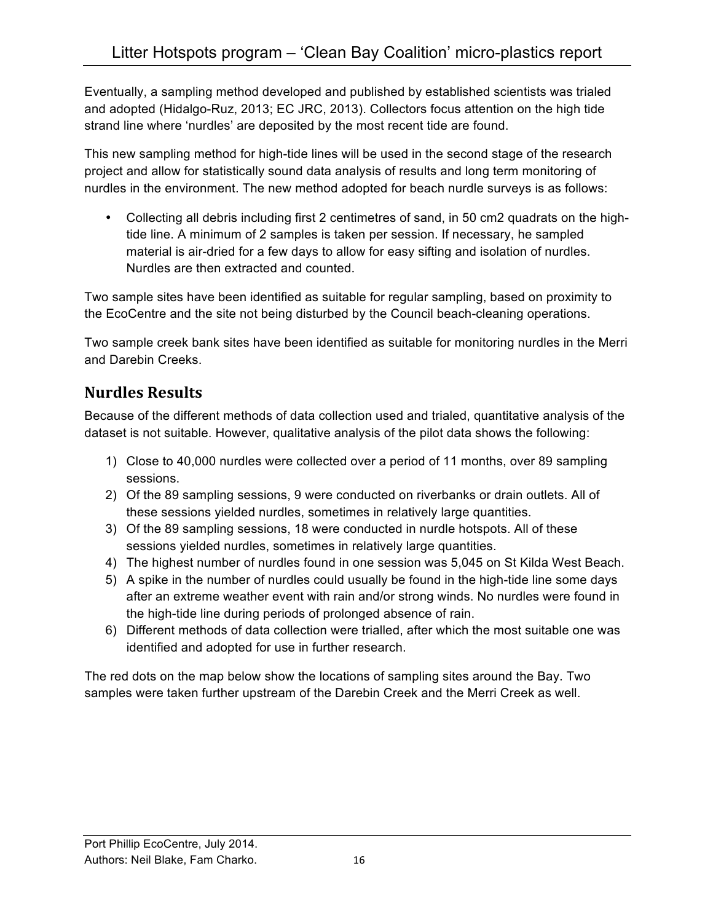Eventually, a sampling method developed and published by established scientists was trialed and adopted (Hidalgo-Ruz, 2013; EC JRC, 2013). Collectors focus attention on the high tide strand line where 'nurdles' are deposited by the most recent tide are found.

This new sampling method for high-tide lines will be used in the second stage of the research project and allow for statistically sound data analysis of results and long term monitoring of nurdles in the environment. The new method adopted for beach nurdle surveys is as follows:

- Collecting all debris including first 2 centimetres of sand, in 50 cm2 quadrats on the high-tide line. A minimum of 2 samples is taken per session. If necessary, he sampled material is air-dried for a few days to allow for easy sifting and isolation of nurdles. Nurdles are then extracted and counted.

Two sample sites have been identified as suitable for regular sampling, based on proximity to the EcoCentre and the site not being disturbed by the Council beach-cleaning operations.

Two sample creek bank sites have been identified as suitable for monitoring nurdles in the Merri and Darebin Creeks.

## Nurdles Results

Because of the different methods of data collection used and trialed, quantitative analysis of the dataset is not suitable. However, qualitative analysis of the pilot data shows the following:

1) Close to 40,000 nurdles were collected over a period of 11 months, over 89 sampling sessions.
2) Of the 89 sampling sessions, 9 were conducted on riverbanks or drain outlets. All of these sessions yielded nurdles, sometimes in relatively large quantities.
3) Of the 89 sampling sessions, 18 were conducted in nurdle hotspots. All of these sessions yielded nurdles, sometimes in relatively large quantities.
4) The highest number of nurdles found in one session was 5,045 on St Kilda West Beach.
5) A spike in the number of nurdles could usually be found in the high-tide line some days after an extreme weather event with rain and/or strong winds. No nurdles were found in the high-tide line during periods of prolonged absence of rain.
6) Different methods of data collection were trialled, after which the most suitable one was identified and adopted for use in further research.

The red dots on the map below show the locations of sampling sites around the Bay. Two samples were taken further upstream of the Darebin Creek and the Merri Creek as well.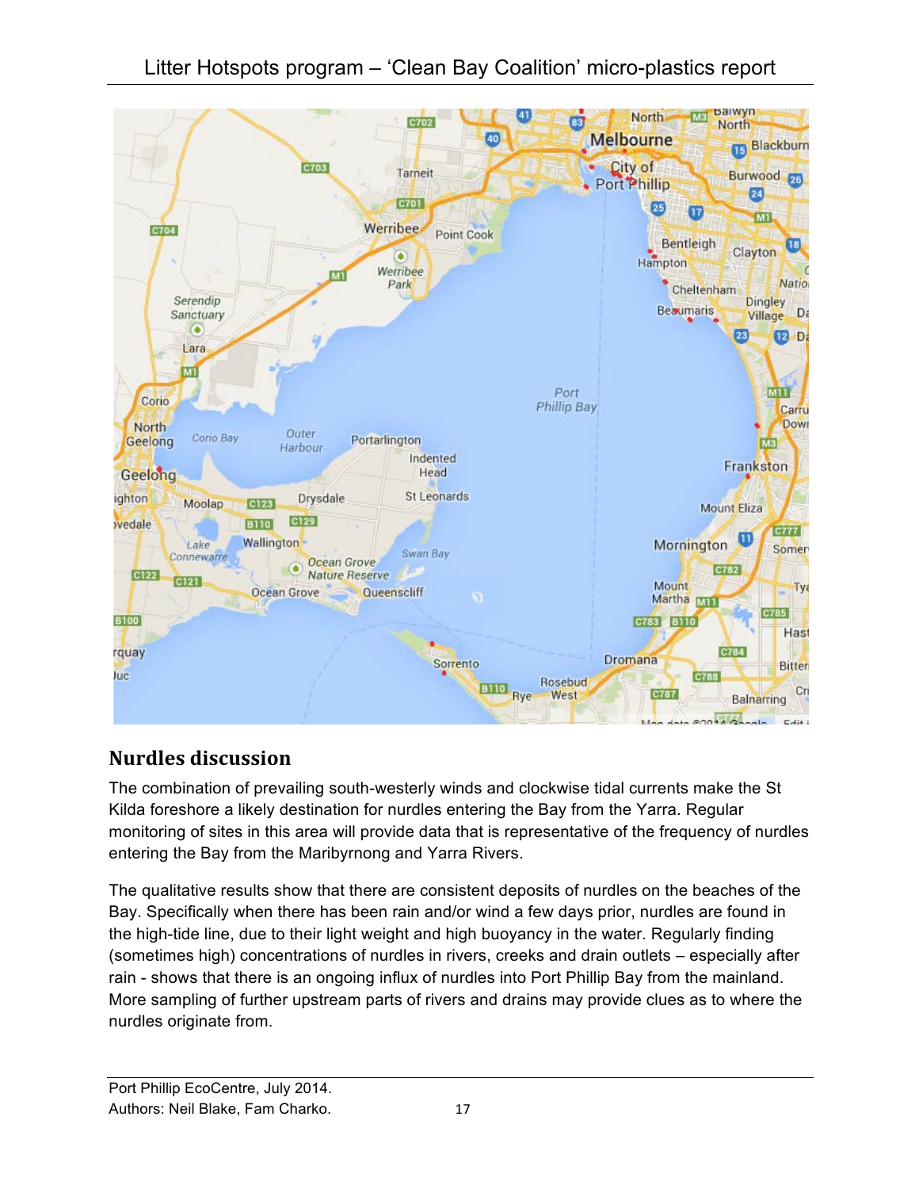## Nurdles discussion

The combination of prevailing south-westerly winds and clockwise tidal currents make the St Kilda foreshore a likely destination for nurdles entering the Bay from the Yarra. Regular monitoring of sites in this area will provide data that is representative of the frequency of nurdles entering the Bay from the Maribyrnong and Yarra Rivers.

The qualitative results show that there are consistent deposits of nurdles on the beaches of the Bay. Specifically when there has been rain and/or wind a few days prior, nurdles are found in the high-tide line, due to their light weight and high buoyancy in the water. Regularly finding (sometimes high) concentrations of nurdles in rivers, creeks and drain outlets – especially after rain - shows that there is an ongoing influx of nurdles into Port Phillip Bay from the mainland. More sampling of further upstream parts of rivers and drains may provide clues as to where the nurdles originate from.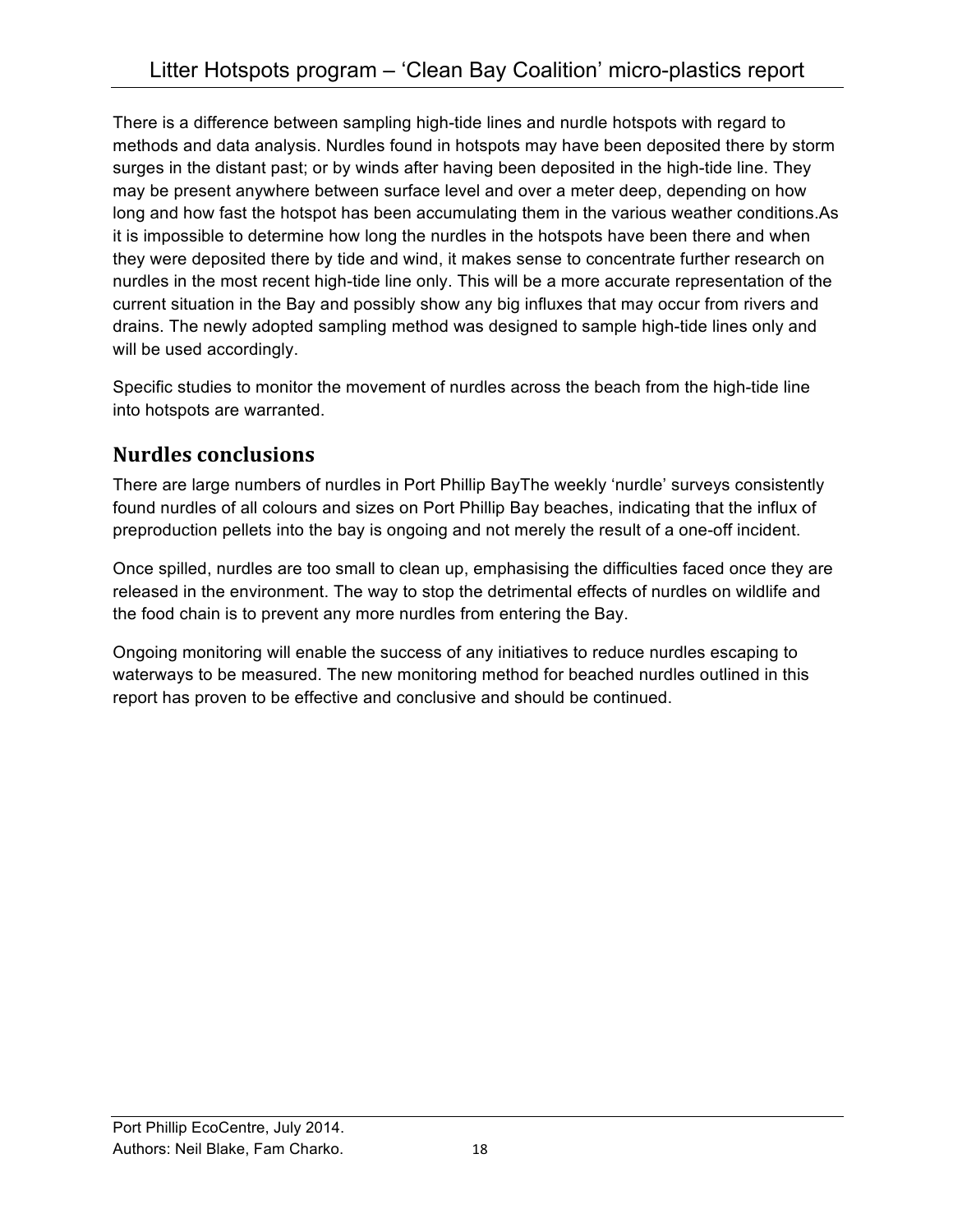There is a difference between sampling high-tide lines and nurdle hotspots with regard to methods and data analysis. Nurdles found in hotspots may have been deposited there by storm surges in the distant past; or by winds after having been deposited in the high-tide line. They may be present anywhere between surface level and over a meter deep, depending on how long and how fast the hotspot has been accumulating them in the various weather conditions.As it is impossible to determine how long the nurdles in the hotspots have been there and when they were deposited there by tide and wind, it makes sense to concentrate further research on nurdles in the most recent high-tide line only. This will be a more accurate representation of the current situation in the Bay and possibly show any big influxes that may occur from rivers and drains. The newly adopted sampling method was designed to sample high-tide lines only and will be used accordingly.

Specific studies to monitor the movement of nurdles across the beach from the high-tide line into hotspots are warranted.

## Nurdles conclusions

There are large numbers of nurdles in Port Phillip BayThe weekly 'nurdle' surveys consistently found nurdles of all colours and sizes on Port Phillip Bay beaches, indicating that the influx of preproduction pellets into the bay is ongoing and not merely the result of a one-off incident.

Once spilled, nurdles are too small to clean up, emphasising the difficulties faced once they are released in the environment. The way to stop the detrimental effects of nurdles on wildlife and the food chain is to prevent any more nurdles from entering the Bay.

Ongoing monitoring will enable the success of any initiatives to reduce nurdles escaping to waterways to be measured. The new monitoring method for beached nurdles outlined in this report has proven to be effective and conclusive and should be continued.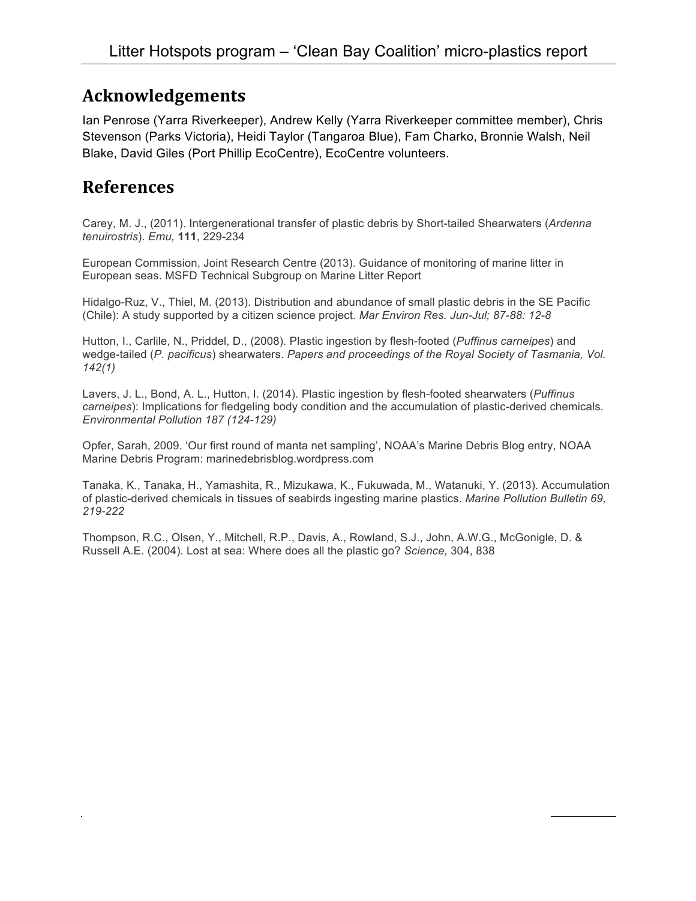## Acknowledgements

Ian Penrose (Yarra Riverkeeper), Andrew Kelly (Yarra Riverkeeper committee member), Chris Stevenson (Parks Victoria), Heidi Taylor (Tangaroa Blue), Fam Charko, Bronnie Walsh, Neil Blake, David Giles (Port Phillip EcoCentre), EcoCentre volunteers.

## References

Carey, M. J., (2011). Intergenerational transfer of plastic debris by Short-tailed Shearwaters (*Ardenna tenuirostris*). *Emu,* **111**, 229-234

European Commission, Joint Research Centre (2013). Guidance of monitoring of marine litter in European seas. MSFD Technical Subgroup on Marine Litter Report

Hidalgo-Ruz, V., Thiel, M. (2013). Distribution and abundance of small plastic debris in the SE Pacific (Chile): A study supported by a citizen science project. *Mar Environ Res. Jun-Jul; 87-88: 12-8*

Hutton, I., Carlile, N., Priddel, D., (2008). Plastic ingestion by flesh-footed (*Puffinus carneipes*) and wedge-tailed (*P. pacificus*) shearwaters. *Papers and proceedings of the Royal Society of Tasmania, Vol. 142(1)*

Lavers, J. L., Bond, A. L., Hutton, I. (2014). Plastic ingestion by flesh-footed shearwaters (*Puffinus carneipes*): Implications for fledgeling body condition and the accumulation of plastic-derived chemicals. *Environmental Pollution 187 (124-129)*

Opfer, Sarah, 2009. 'Our first round of manta net sampling', NOAA's Marine Debris Blog entry, NOAA Marine Debris Program: marinedebrisblog.wordpress.com

Tanaka, K., Tanaka, H., Yamashita, R., Mizukawa, K., Fukuwada, M., Watanuki, Y. (2013). Accumulation of plastic-derived chemicals in tissues of seabirds ingesting marine plastics. *Marine Pollution Bulletin 69, 219-222*

Thompson, R.C., Olsen, Y., Mitchell, R.P., Davis, A., Rowland, S.J., John, A.W.G., McGonigle, D. & Russell A.E. (2004). Lost at sea: Where does all the plastic go? *Science,* 304, 838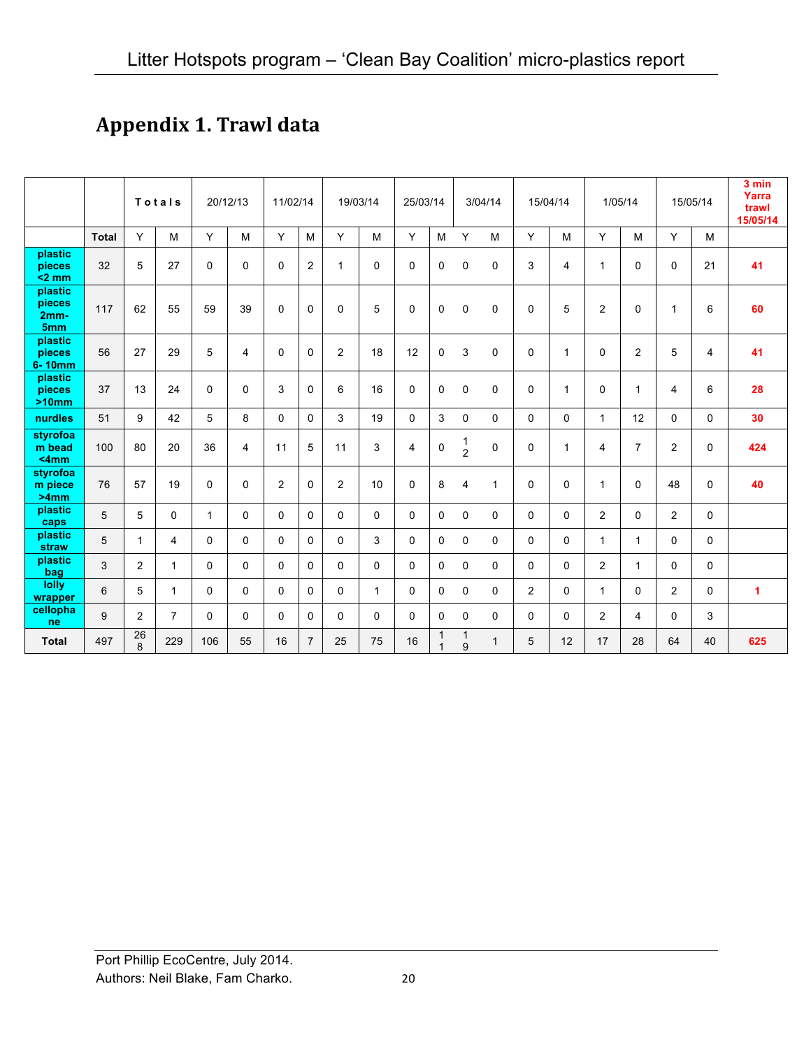# Appendix 1. Trawl data

| | | Totals | | 20/12/13 | | 11/02/14 | | 19/03/14 | | 25/03/14 | | 3/04/14 | | 15/04/14 | | 1/05/14 | | 15/05/14 | | 3 min Yarra trawl 15/05/14 |
|---|---|---|---|---|---|---|---|---|---|---|---|---|---|---|---|---|---|---|---|---|
| | **Total** | Y | M | Y | M | Y | M | Y | M | Y | M | Y | M | Y | M | Y | M | Y | M | |
| **plastic pieces <2 mm** | 32 | 5 | 27 | 0 | 0 | 0 | 2 | 1 | 0 | 0 | 0 | 0 | 0 | 3 | 4 | 1 | 0 | 0 | 21 | **41** |
| **plastic pieces 2mm-5mm** | 117 | 62 | 55 | 59 | 39 | 0 | 0 | 0 | 5 | 0 | 0 | 0 | 0 | 0 | 5 | 2 | 0 | 1 | 6 | **60** |
| **plastic pieces 6- 10mm** | 56 | 27 | 29 | 5 | 4 | 0 | 0 | 2 | 18 | 12 | 0 | 3 | 0 | 0 | 1 | 0 | 2 | 5 | 4 | **41** |
| **plastic pieces >10mm** | 37 | 13 | 24 | 0 | 0 | 3 | 0 | 6 | 16 | 0 | 0 | 0 | 0 | 0 | 1 | 0 | 1 | 4 | 6 | **28** |
| **nurdles** | 51 | 9 | 42 | 5 | 8 | 0 | 0 | 3 | 19 | 0 | 3 | 0 | 0 | 0 | 0 | 1 | 12 | 0 | 0 | **30** |
| **styrofoam bead <4mm** | 100 | 80 | 20 | 36 | 4 | 11 | 5 | 11 | 3 | 4 | 0 | 12 | 0 | 0 | 1 | 4 | 7 | 2 | 0 | **424** |
| **styrofoam piece >4mm** | 76 | 57 | 19 | 0 | 0 | 2 | 0 | 2 | 10 | 0 | 8 | 4 | 1 | 0 | 0 | 1 | 0 | 48 | 0 | **40** |
| **plastic caps** | 5 | 5 | 0 | 1 | 0 | 0 | 0 | 0 | 0 | 0 | 0 | 0 | 0 | 0 | 0 | 2 | 0 | 2 | 0 | |
| **plastic straw** | 5 | 1 | 4 | 0 | 0 | 0 | 0 | 0 | 3 | 0 | 0 | 0 | 0 | 0 | 0 | 1 | 1 | 0 | 0 | |
| **plastic bag** | 3 | 2 | 1 | 0 | 0 | 0 | 0 | 0 | 0 | 0 | 0 | 0 | 0 | 0 | 0 | 2 | 1 | 0 | 0 | |
| **lolly wrapper** | 6 | 5 | 1 | 0 | 0 | 0 | 0 | 0 | 1 | 0 | 0 | 0 | 0 | 2 | 0 | 1 | 0 | 2 | 0 | **1** |
| **cellophane** | 9 | 2 | 7 | 0 | 0 | 0 | 0 | 0 | 0 | 0 | 0 | 0 | 0 | 0 | 0 | 2 | 4 | 0 | 3 | |
| **Total** | 497 | 268 | 229 | 106 | 55 | 16 | 7 | 25 | 75 | 16 | 11 | 19 | 1 | 5 | 12 | 17 | 28 | 64 | 40 | **625** |

Port Phillip EcoCentre, July 2014.
Authors: Neil Blake, Fam Charko.